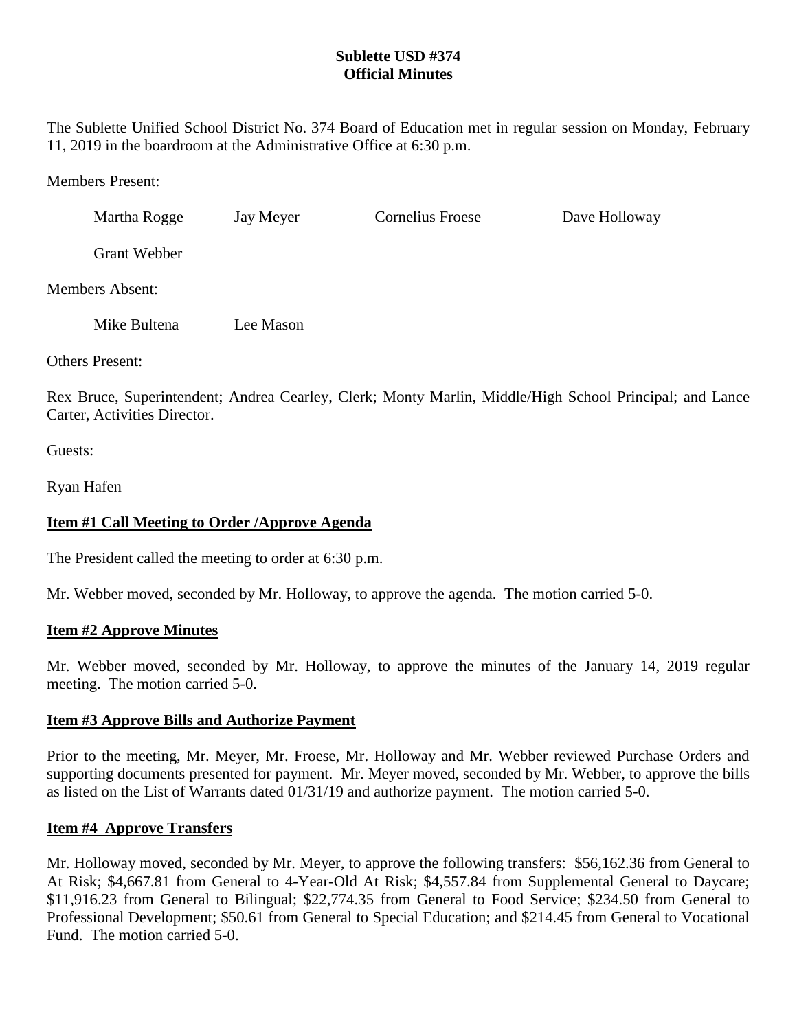# Sublette USD #374
## Official Minutes

The Sublette Unified School District No. 374 Board of Education met in regular session on Monday, February 11, 2019 in the boardroom at the Administrative Office at 6:30 p.m.

Members Present:

Martha Rogge    Jay Meyer    Cornelius Froese    Dave Holloway

Grant Webber

Members Absent:

Mike Bultena    Lee Mason

Others Present:

Rex Bruce, Superintendent; Andrea Cearley, Clerk; Monty Marlin, Middle/High School Principal; and Lance Carter, Activities Director.

Guests:

Ryan Hafen

**Item #1 Call Meeting to Order /Approve Agenda**

The President called the meeting to order at 6:30 p.m.

Mr. Webber moved, seconded by Mr. Holloway, to approve the agenda. The motion carried 5-0.

**Item #2 Approve Minutes**

Mr. Webber moved, seconded by Mr. Holloway, to approve the minutes of the January 14, 2019 regular meeting. The motion carried 5-0.

**Item #3 Approve Bills and Authorize Payment**

Prior to the meeting, Mr. Meyer, Mr. Froese, Mr. Holloway and Mr. Webber reviewed Purchase Orders and supporting documents presented for payment. Mr. Meyer moved, seconded by Mr. Webber, to approve the bills as listed on the List of Warrants dated 01/31/19 and authorize payment. The motion carried 5-0.

**Item #4 Approve Transfers**

Mr. Holloway moved, seconded by Mr. Meyer, to approve the following transfers: $56,162.36 from General to At Risk; $4,667.81 from General to 4-Year-Old At Risk; $4,557.84 from Supplemental General to Daycare; $11,916.23 from General to Bilingual; $22,774.35 from General to Food Service; $234.50 from General to Professional Development; $50.61 from General to Special Education; and $214.45 from General to Vocational Fund. The motion carried 5-0.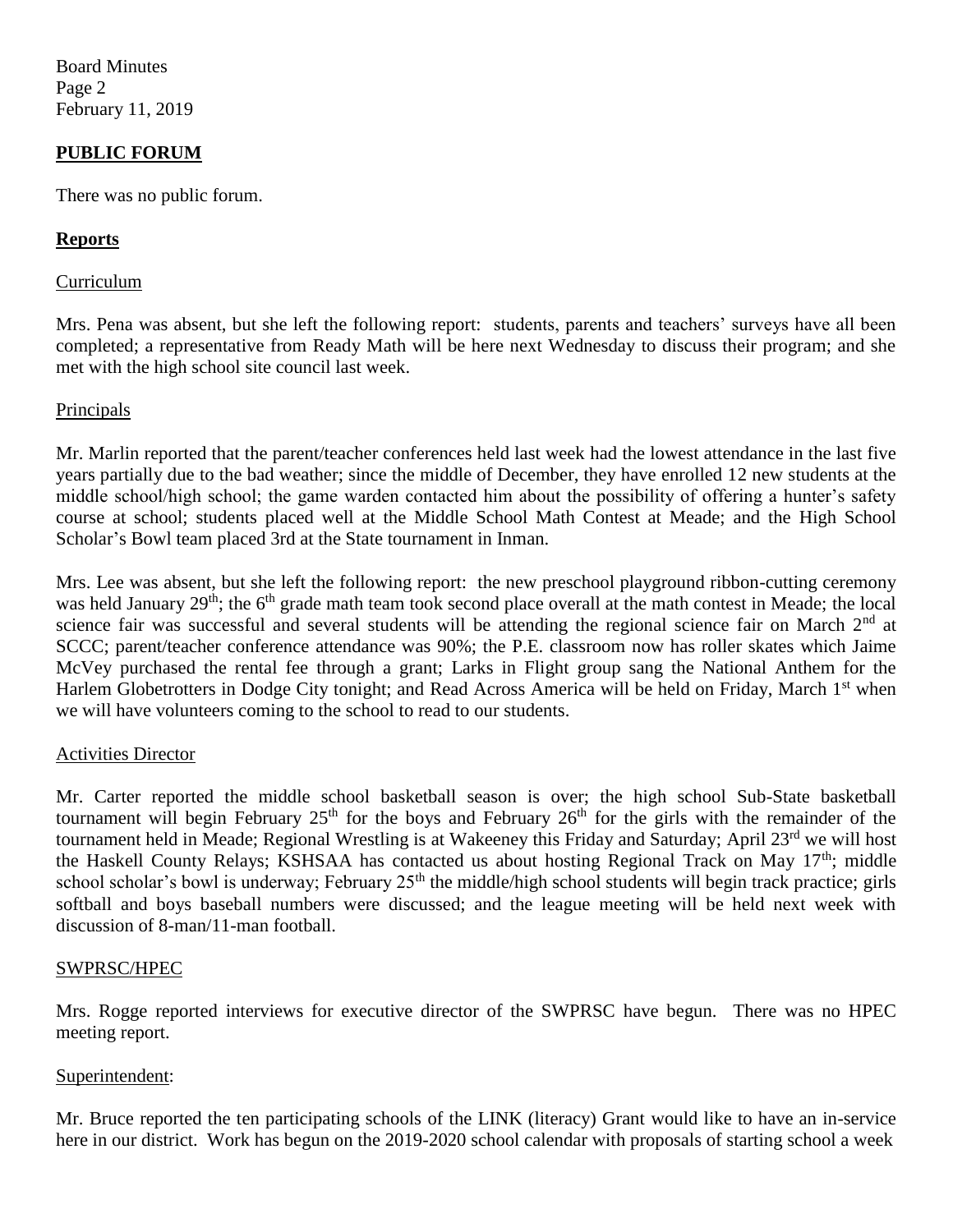## PUBLIC FORUM

There was no public forum.

## Reports

### Curriculum

Mrs. Pena was absent, but she left the following report: students, parents and teachers' surveys have all been completed; a representative from Ready Math will be here next Wednesday to discuss their program; and she met with the high school site council last week.

### Principals

Mr. Marlin reported that the parent/teacher conferences held last week had the lowest attendance in the last five years partially due to the bad weather; since the middle of December, they have enrolled 12 new students at the middle school/high school; the game warden contacted him about the possibility of offering a hunter's safety course at school; students placed well at the Middle School Math Contest at Meade; and the High School Scholar's Bowl team placed 3rd at the State tournament in Inman.

Mrs. Lee was absent, but she left the following report: the new preschool playground ribbon-cutting ceremony was held January 29th; the 6th grade math team took second place overall at the math contest in Meade; the local science fair was successful and several students will be attending the regional science fair on March 2nd at SCCC; parent/teacher conference attendance was 90%; the P.E. classroom now has roller skates which Jaime McVey purchased the rental fee through a grant; Larks in Flight group sang the National Anthem for the Harlem Globetrotters in Dodge City tonight; and Read Across America will be held on Friday, March 1st when we will have volunteers coming to the school to read to our students.

### Activities Director

Mr. Carter reported the middle school basketball season is over; the high school Sub-State basketball tournament will begin February 25th for the boys and February 26th for the girls with the remainder of the tournament held in Meade; Regional Wrestling is at Wakeeney this Friday and Saturday; April 23rd we will host the Haskell County Relays; KSHSAA has contacted us about hosting Regional Track on May 17th; middle school scholar's bowl is underway; February 25th the middle/high school students will begin track practice; girls softball and boys baseball numbers were discussed; and the league meeting will be held next week with discussion of 8-man/11-man football.

### SWPRSC/HPEC

Mrs. Rogge reported interviews for executive director of the SWPRSC have begun. There was no HPEC meeting report.

### Superintendent:

Mr. Bruce reported the ten participating schools of the LINK (literacy) Grant would like to have an in-service here in our district. Work has begun on the 2019-2020 school calendar with proposals of starting school a week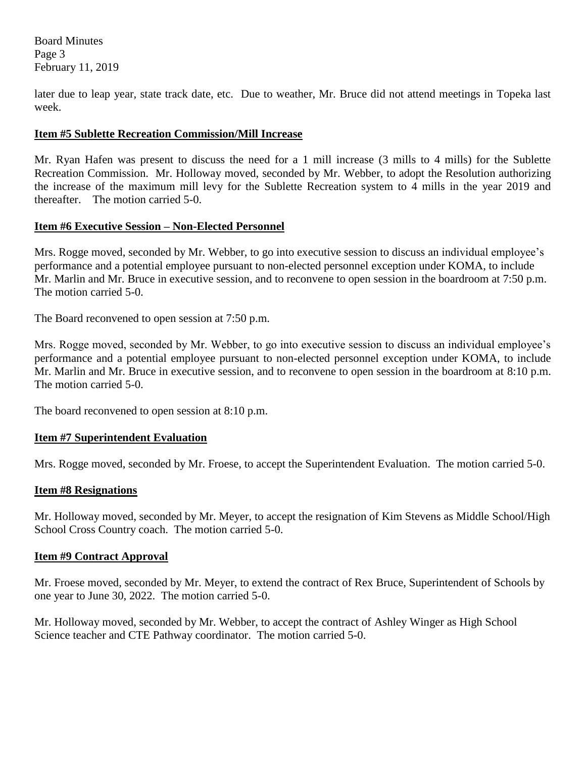later due to leap year, state track date, etc. Due to weather, Mr. Bruce did not attend meetings in Topeka last week.

**Item #5 Sublette Recreation Commission/Mill Increase**

Mr. Ryan Hafen was present to discuss the need for a 1 mill increase (3 mills to 4 mills) for the Sublette Recreation Commission. Mr. Holloway moved, seconded by Mr. Webber, to adopt the Resolution authorizing the increase of the maximum mill levy for the Sublette Recreation system to 4 mills in the year 2019 and thereafter. The motion carried 5-0.

**Item #6 Executive Session – Non-Elected Personnel**

Mrs. Rogge moved, seconded by Mr. Webber, to go into executive session to discuss an individual employee's performance and a potential employee pursuant to non-elected personnel exception under KOMA, to include Mr. Marlin and Mr. Bruce in executive session, and to reconvene to open session in the boardroom at 7:50 p.m. The motion carried 5-0.

The Board reconvened to open session at 7:50 p.m.

Mrs. Rogge moved, seconded by Mr. Webber, to go into executive session to discuss an individual employee's performance and a potential employee pursuant to non-elected personnel exception under KOMA, to include Mr. Marlin and Mr. Bruce in executive session, and to reconvene to open session in the boardroom at 8:10 p.m. The motion carried 5-0.

The board reconvened to open session at 8:10 p.m.

**Item #7 Superintendent Evaluation**

Mrs. Rogge moved, seconded by Mr. Froese, to accept the Superintendent Evaluation. The motion carried 5-0.

**Item #8 Resignations**

Mr. Holloway moved, seconded by Mr. Meyer, to accept the resignation of Kim Stevens as Middle School/High School Cross Country coach. The motion carried 5-0.

**Item #9 Contract Approval**

Mr. Froese moved, seconded by Mr. Meyer, to extend the contract of Rex Bruce, Superintendent of Schools by one year to June 30, 2022. The motion carried 5-0.

Mr. Holloway moved, seconded by Mr. Webber, to accept the contract of Ashley Winger as High School Science teacher and CTE Pathway coordinator. The motion carried 5-0.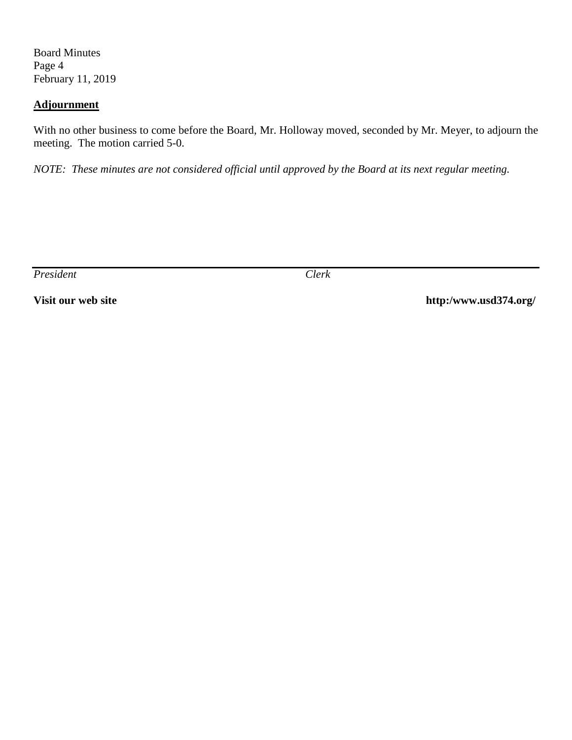## Adjournment

With no other business to come before the Board, Mr. Holloway moved, seconded by Mr. Meyer, to adjourn the meeting. The motion carried 5-0.

*NOTE: These minutes are not considered official until approved by the Board at its next regular meeting.*

*President* *Clerk*

**Visit our web site** **http:/www.usd374.org/**